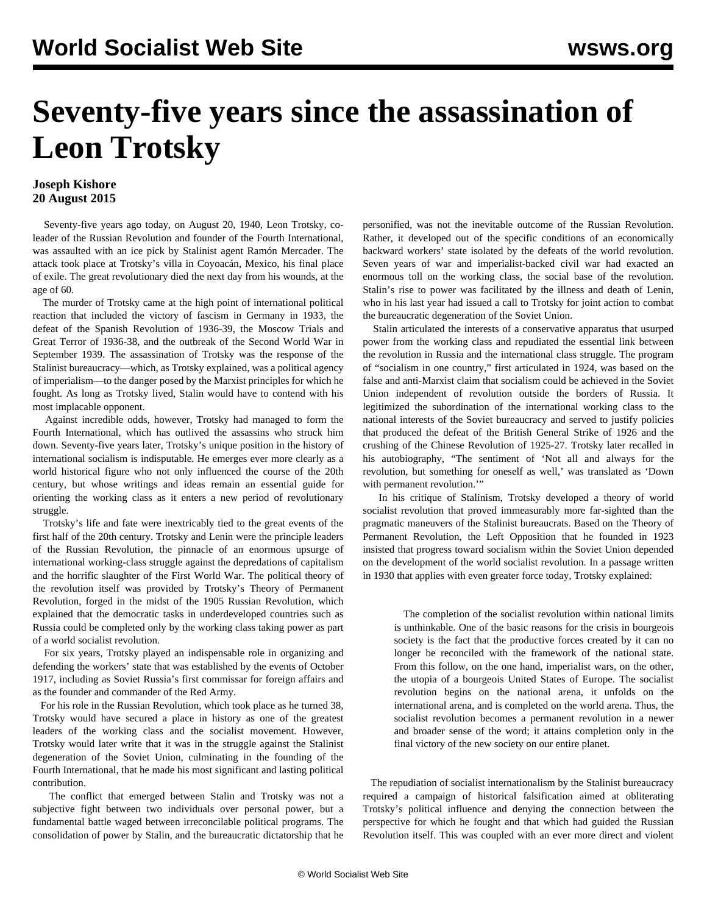# Seventy-five years since the assassination of Leon Trotsky

**Joseph Kishore**
**20 August 2015**

Seventy-five years ago today, on August 20, 1940, Leon Trotsky, co-leader of the Russian Revolution and founder of the Fourth International, was assaulted with an ice pick by Stalinist agent Ramón Mercader. The attack took place at Trotsky's villa in Coyoacán, Mexico, his final place of exile. The great revolutionary died the next day from his wounds, at the age of 60.

The murder of Trotsky came at the high point of international political reaction that included the victory of fascism in Germany in 1933, the defeat of the Spanish Revolution of 1936-39, the Moscow Trials and Great Terror of 1936-38, and the outbreak of the Second World War in September 1939. The assassination of Trotsky was the response of the Stalinist bureaucracy—which, as Trotsky explained, was a political agency of imperialism—to the danger posed by the Marxist principles for which he fought. As long as Trotsky lived, Stalin would have to contend with his most implacable opponent.

Against incredible odds, however, Trotsky had managed to form the Fourth International, which has outlived the assassins who struck him down. Seventy-five years later, Trotsky's unique position in the history of international socialism is indisputable. He emerges ever more clearly as a world historical figure who not only influenced the course of the 20th century, but whose writings and ideas remain an essential guide for orienting the working class as it enters a new period of revolutionary struggle.

Trotsky's life and fate were inextricably tied to the great events of the first half of the 20th century. Trotsky and Lenin were the principle leaders of the Russian Revolution, the pinnacle of an enormous upsurge of international working-class struggle against the depredations of capitalism and the horrific slaughter of the First World War. The political theory of the revolution itself was provided by Trotsky's Theory of Permanent Revolution, forged in the midst of the 1905 Russian Revolution, which explained that the democratic tasks in underdeveloped countries such as Russia could be completed only by the working class taking power as part of a world socialist revolution.

For six years, Trotsky played an indispensable role in organizing and defending the workers' state that was established by the events of October 1917, including as Soviet Russia's first commissar for foreign affairs and as the founder and commander of the Red Army.

For his role in the Russian Revolution, which took place as he turned 38, Trotsky would have secured a place in history as one of the greatest leaders of the working class and the socialist movement. However, Trotsky would later write that it was in the struggle against the Stalinist degeneration of the Soviet Union, culminating in the founding of the Fourth International, that he made his most significant and lasting political contribution.

The conflict that emerged between Stalin and Trotsky was not a subjective fight between two individuals over personal power, but a fundamental battle waged between irreconcilable political programs. The consolidation of power by Stalin, and the bureaucratic dictatorship that he personified, was not the inevitable outcome of the Russian Revolution. Rather, it developed out of the specific conditions of an economically backward workers' state isolated by the defeats of the world revolution. Seven years of war and imperialist-backed civil war had exacted an enormous toll on the working class, the social base of the revolution. Stalin's rise to power was facilitated by the illness and death of Lenin, who in his last year had issued a call to Trotsky for joint action to combat the bureaucratic degeneration of the Soviet Union.

Stalin articulated the interests of a conservative apparatus that usurped power from the working class and repudiated the essential link between the revolution in Russia and the international class struggle. The program of "socialism in one country," first articulated in 1924, was based on the false and anti-Marxist claim that socialism could be achieved in the Soviet Union independent of revolution outside the borders of Russia. It legitimized the subordination of the international working class to the national interests of the Soviet bureaucracy and served to justify policies that produced the defeat of the British General Strike of 1926 and the crushing of the Chinese Revolution of 1925-27. Trotsky later recalled in his autobiography, "The sentiment of 'Not all and always for the revolution, but something for oneself as well,' was translated as 'Down with permanent revolution.'"

In his critique of Stalinism, Trotsky developed a theory of world socialist revolution that proved immeasurably more far-sighted than the pragmatic maneuvers of the Stalinist bureaucrats. Based on the Theory of Permanent Revolution, the Left Opposition that he founded in 1923 insisted that progress toward socialism within the Soviet Union depended on the development of the world socialist revolution. In a passage written in 1930 that applies with even greater force today, Trotsky explained:

> The completion of the socialist revolution within national limits is unthinkable. One of the basic reasons for the crisis in bourgeois society is the fact that the productive forces created by it can no longer be reconciled with the framework of the national state. From this follow, on the one hand, imperialist wars, on the other, the utopia of a bourgeois United States of Europe. The socialist revolution begins on the national arena, it unfolds on the international arena, and is completed on the world arena. Thus, the socialist revolution becomes a permanent revolution in a newer and broader sense of the word; it attains completion only in the final victory of the new society on our entire planet.

The repudiation of socialist internationalism by the Stalinist bureaucracy required a campaign of historical falsification aimed at obliterating Trotsky's political influence and denying the connection between the perspective for which he fought and that which had guided the Russian Revolution itself. This was coupled with an ever more direct and violent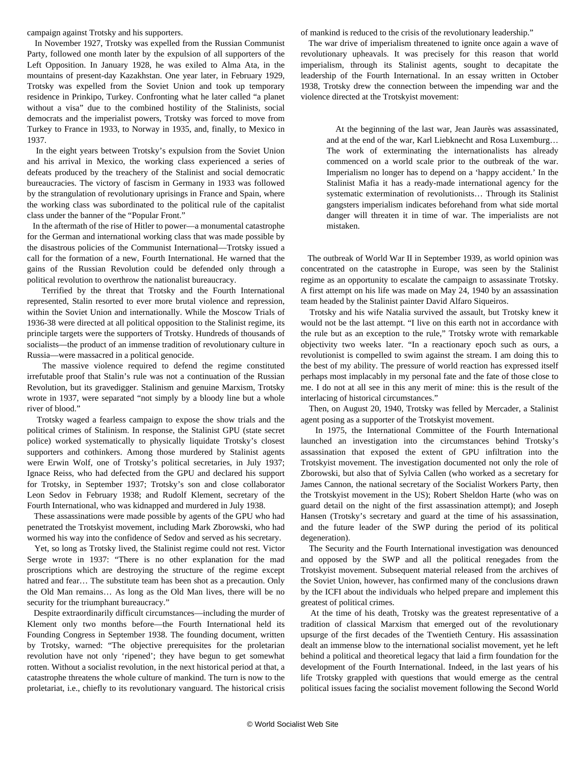campaign against Trotsky and his supporters.

In November 1927, Trotsky was expelled from the Russian Communist Party, followed one month later by the expulsion of all supporters of the Left Opposition. In January 1928, he was exiled to Alma Ata, in the mountains of present-day Kazakhstan. One year later, in February 1929, Trotsky was expelled from the Soviet Union and took up temporary residence in Prinkipo, Turkey. Confronting what he later called "a planet without a visa" due to the combined hostility of the Stalinists, social democrats and the imperialist powers, Trotsky was forced to move from Turkey to France in 1933, to Norway in 1935, and, finally, to Mexico in 1937.

In the eight years between Trotsky's expulsion from the Soviet Union and his arrival in Mexico, the working class experienced a series of defeats produced by the treachery of the Stalinist and social democratic bureaucracies. The victory of fascism in Germany in 1933 was followed by the strangulation of revolutionary uprisings in France and Spain, where the working class was subordinated to the political rule of the capitalist class under the banner of the "Popular Front."

In the aftermath of the rise of Hitler to power—a monumental catastrophe for the German and international working class that was made possible by the disastrous policies of the Communist International—Trotsky issued a call for the formation of a new, Fourth International. He warned that the gains of the Russian Revolution could be defended only through a political revolution to overthrow the nationalist bureaucracy.

Terrified by the threat that Trotsky and the Fourth International represented, Stalin resorted to ever more brutal violence and repression, within the Soviet Union and internationally. While the Moscow Trials of 1936-38 were directed at all political opposition to the Stalinist regime, its principle targets were the supporters of Trotsky. Hundreds of thousands of socialists—the product of an immense tradition of revolutionary culture in Russia—were massacred in a political genocide.

The massive violence required to defend the regime constituted irrefutable proof that Stalin's rule was not a continuation of the Russian Revolution, but its gravedigger. Stalinism and genuine Marxism, Trotsky wrote in 1937, were separated "not simply by a bloody line but a whole river of blood."

Trotsky waged a fearless campaign to expose the show trials and the political crimes of Stalinism. In response, the Stalinist GPU (state secret police) worked systematically to physically liquidate Trotsky's closest supporters and cothinkers. Among those murdered by Stalinist agents were Erwin Wolf, one of Trotsky's political secretaries, in July 1937; Ignace Reiss, who had defected from the GPU and declared his support for Trotsky, in September 1937; Trotsky's son and close collaborator Leon Sedov in February 1938; and Rudolf Klement, secretary of the Fourth International, who was kidnapped and murdered in July 1938.

These assassinations were made possible by agents of the GPU who had penetrated the Trotskyist movement, including Mark Zborowski, who had wormed his way into the confidence of Sedov and served as his secretary.

Yet, so long as Trotsky lived, the Stalinist regime could not rest. Victor Serge wrote in 1937: "There is no other explanation for the mad proscriptions which are destroying the structure of the regime except hatred and fear… The substitute team has been shot as a precaution. Only the Old Man remains… As long as the Old Man lives, there will be no security for the triumphant bureaucracy."

Despite extraordinarily difficult circumstances—including the murder of Klement only two months before—the Fourth International held its Founding Congress in September 1938. The founding document, written by Trotsky, warned: "The objective prerequisites for the proletarian revolution have not only 'ripened'; they have begun to get somewhat rotten. Without a socialist revolution, in the next historical period at that, a catastrophe threatens the whole culture of mankind. The turn is now to the proletariat, i.e., chiefly to its revolutionary vanguard. The historical crisis of mankind is reduced to the crisis of the revolutionary leadership."

The war drive of imperialism threatened to ignite once again a wave of revolutionary upheavals. It was precisely for this reason that world imperialism, through its Stalinist agents, sought to decapitate the leadership of the Fourth International. In an essay written in October 1938, Trotsky drew the connection between the impending war and the violence directed at the Trotskyist movement:

> At the beginning of the last war, Jean Jaurès was assassinated, and at the end of the war, Karl Liebknecht and Rosa Luxemburg… The work of exterminating the internationalists has already commenced on a world scale prior to the outbreak of the war. Imperialism no longer has to depend on a 'happy accident.' In the Stalinist Mafia it has a ready-made international agency for the systematic extermination of revolutionists… Through its Stalinist gangsters imperialism indicates beforehand from what side mortal danger will threaten it in time of war. The imperialists are not mistaken.

The outbreak of World War II in September 1939, as world opinion was concentrated on the catastrophe in Europe, was seen by the Stalinist regime as an opportunity to escalate the campaign to assassinate Trotsky. A first attempt on his life was made on May 24, 1940 by an assassination team headed by the Stalinist painter David Alfaro Siqueiros.

Trotsky and his wife Natalia survived the assault, but Trotsky knew it would not be the last attempt. "I live on this earth not in accordance with the rule but as an exception to the rule," Trotsky wrote with remarkable objectivity two weeks later. "In a reactionary epoch such as ours, a revolutionist is compelled to swim against the stream. I am doing this to the best of my ability. The pressure of world reaction has expressed itself perhaps most implacably in my personal fate and the fate of those close to me. I do not at all see in this any merit of mine: this is the result of the interlacing of historical circumstances."

Then, on August 20, 1940, Trotsky was felled by Mercader, a Stalinist agent posing as a supporter of the Trotskyist movement.

In 1975, the International Committee of the Fourth International launched an investigation into the circumstances behind Trotsky's assassination that exposed the extent of GPU infiltration into the Trotskyist movement. The investigation documented not only the role of Zborowski, but also that of Sylvia Callen (who worked as a secretary for James Cannon, the national secretary of the Socialist Workers Party, then the Trotskyist movement in the US); Robert Sheldon Harte (who was on guard detail on the night of the first assassination attempt); and Joseph Hansen (Trotsky's secretary and guard at the time of his assassination, and the future leader of the SWP during the period of its political degeneration).

The Security and the Fourth International investigation was denounced and opposed by the SWP and all the political renegades from the Trotskyist movement. Subsequent material released from the archives of the Soviet Union, however, has confirmed many of the conclusions drawn by the ICFI about the individuals who helped prepare and implement this greatest of political crimes.

At the time of his death, Trotsky was the greatest representative of a tradition of classical Marxism that emerged out of the revolutionary upsurge of the first decades of the Twentieth Century. His assassination dealt an immense blow to the international socialist movement, yet he left behind a political and theoretical legacy that laid a firm foundation for the development of the Fourth International. Indeed, in the last years of his life Trotsky grappled with questions that would emerge as the central political issues facing the socialist movement following the Second World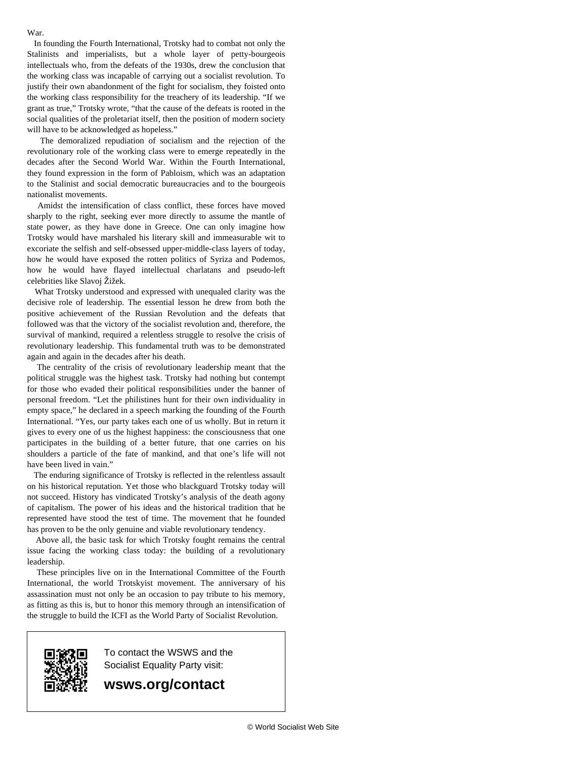War.

In founding the Fourth International, Trotsky had to combat not only the Stalinists and imperialists, but a whole layer of petty-bourgeois intellectuals who, from the defeats of the 1930s, drew the conclusion that the working class was incapable of carrying out a socialist revolution. To justify their own abandonment of the fight for socialism, they foisted onto the working class responsibility for the treachery of its leadership. "If we grant as true," Trotsky wrote, "that the cause of the defeats is rooted in the social qualities of the proletariat itself, then the position of modern society will have to be acknowledged as hopeless."

The demoralized repudiation of socialism and the rejection of the revolutionary role of the working class were to emerge repeatedly in the decades after the Second World War. Within the Fourth International, they found expression in the form of Pabloism, which was an adaptation to the Stalinist and social democratic bureaucracies and to the bourgeois nationalist movements.

Amidst the intensification of class conflict, these forces have moved sharply to the right, seeking ever more directly to assume the mantle of state power, as they have done in Greece. One can only imagine how Trotsky would have marshaled his literary skill and immeasurable wit to excoriate the selfish and self-obsessed upper-middle-class layers of today, how he would have exposed the rotten politics of Syriza and Podemos, how he would have flayed intellectual charlatans and pseudo-left celebrities like Slavoj Žižek.

What Trotsky understood and expressed with unequaled clarity was the decisive role of leadership. The essential lesson he drew from both the positive achievement of the Russian Revolution and the defeats that followed was that the victory of the socialist revolution and, therefore, the survival of mankind, required a relentless struggle to resolve the crisis of revolutionary leadership. This fundamental truth was to be demonstrated again and again in the decades after his death.

The centrality of the crisis of revolutionary leadership meant that the political struggle was the highest task. Trotsky had nothing but contempt for those who evaded their political responsibilities under the banner of personal freedom. "Let the philistines hunt for their own individuality in empty space," he declared in a speech marking the founding of the Fourth International. "Yes, our party takes each one of us wholly. But in return it gives to every one of us the highest happiness: the consciousness that one participates in the building of a better future, that one carries on his shoulders a particle of the fate of mankind, and that one's life will not have been lived in vain."

The enduring significance of Trotsky is reflected in the relentless assault on his historical reputation. Yet those who blackguard Trotsky today will not succeed. History has vindicated Trotsky's analysis of the death agony of capitalism. The power of his ideas and the historical tradition that he represented have stood the test of time. The movement that he founded has proven to be the only genuine and viable revolutionary tendency.

Above all, the basic task for which Trotsky fought remains the central issue facing the working class today: the building of a revolutionary leadership.

These principles live on in the International Committee of the Fourth International, the world Trotskyist movement. The anniversary of his assassination must not only be an occasion to pay tribute to his memory, as fitting as this is, but to honor this memory through an intensification of the struggle to build the ICFI as the World Party of Socialist Revolution.

To contact the WSWS and the Socialist Equality Party visit:

**wsws.org/contact**

© World Socialist Web Site